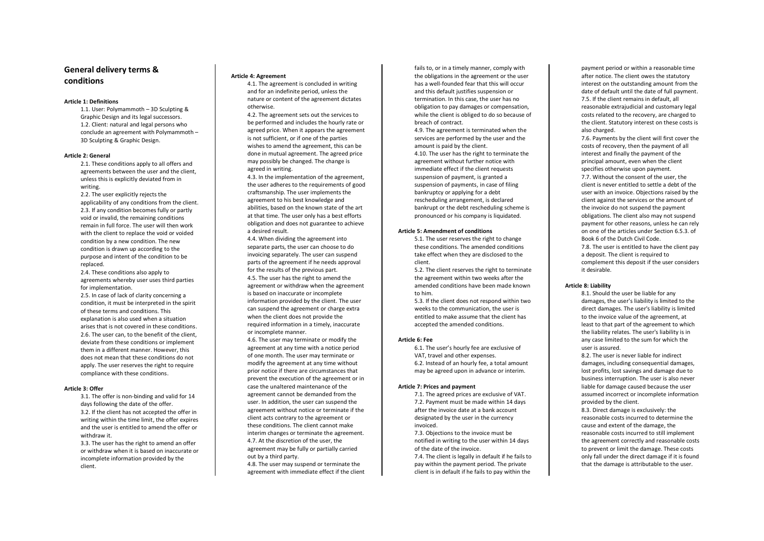# General delivery terms & conditions

**Article 1: Definitions**

1.1. User: Polymammoth – 3D Sculpting & Graphic Design and its legal successors.
1.2. Client: natural and legal persons who conclude an agreement with Polymammoth – 3D Sculpting & Graphic Design.

**Article 2: General**

2.1. These conditions apply to all offers and agreements between the user and the client, unless this is explicitly deviated from in writing.
2.2. The user explicitly rejects the applicability of any conditions from the client.
2.3. If any condition becomes fully or partly void or invalid, the remaining conditions remain in full force. The user will then work with the client to replace the void or voided condition by a new condition. The new condition is drawn up according to the purpose and intent of the condition to be replaced.
2.4. These conditions also apply to agreements whereby user uses third parties for implementation.
2.5. In case of lack of clarity concerning a condition, it must be interpreted in the spirit of these terms and conditions. This explanation is also used when a situation arises that is not covered in these conditions.
2.6. The user can, to the benefit of the client, deviate from these conditions or implement them in a different manner. However, this does not mean that these conditions do not apply. The user reserves the right to require compliance with these conditions.

**Article 3: Offer**

3.1. The offer is non-binding and valid for 14 days following the date of the offer.
3.2. If the client has not accepted the offer in writing within the time limit, the offer expires and the user is entitled to amend the offer or withdraw it.
3.3. The user has the right to amend an offer or withdraw when it is based on inaccurate or incomplete information provided by the client.

**Article 4: Agreement**

4.1. The agreement is concluded in writing and for an indefinite period, unless the nature or content of the agreement dictates otherwise.
4.2. The agreement sets out the services to be performed and includes the hourly rate or agreed price. When it appears the agreement is not sufficient, or if one of the parties wishes to amend the agreement, this can be done in mutual agreement. The agreed price may possibly be changed. The change is agreed in writing.
4.3. In the implementation of the agreement, the user adheres to the requirements of good craftsmanship. The user implements the agreement to his best knowledge and abilities, based on the known state of the art at that time. The user only has a best efforts obligation and does not guarantee to achieve a desired result.
4.4. When dividing the agreement into separate parts, the user can choose to do invoicing separately. The user can suspend parts of the agreement if he needs approval for the results of the previous part.
4.5. The user has the right to amend the agreement or withdraw when the agreement is based on inaccurate or incomplete information provided by the client. The user can suspend the agreement or charge extra when the client does not provide the required information in a timely, inaccurate or incomplete manner.
4.6. The user may terminate or modify the agreement at any time with a notice period of one month. The user may terminate or modify the agreement at any time without prior notice if there are circumstances that prevent the execution of the agreement or in case the unaltered maintenance of the agreement cannot be demanded from the user. In addition, the user can suspend the agreement without notice or terminate if the client acts contrary to the agreement or these conditions. The client cannot make interim changes or terminate the agreement.
4.7. At the discretion of the user, the agreement may be fully or partially carried out by a third party.
4.8. The user may suspend or terminate the agreement with immediate effect if the client fails to, or in a timely manner, comply with the obligations in the agreement or the user has a well-founded fear that this will occur and this default justifies suspension or termination. In this case, the user has no obligation to pay damages or compensation, while the client is obliged to do so because of breach of contract.
4.9. The agreement is terminated when the services are performed by the user and the amount is paid by the client.
4.10. The user has the right to terminate the agreement without further notice with immediate effect if the client requests suspension of payment, is granted a suspension of payments, in case of filing bankruptcy or applying for a debt rescheduling arrangement, is declared bankrupt or the debt rescheduling scheme is pronounced or his company is liquidated.

**Article 5: Amendment of conditions**

5.1. The user reserves the right to change these conditions. The amended conditions take effect when they are disclosed to the client.
5.2. The client reserves the right to terminate the agreement within two weeks after the amended conditions have been made known to him.
5.3. If the client does not respond within two weeks to the communication, the user is entitled to make assume that the client has accepted the amended conditions.

**Article 6: Fee**

6.1. The user's hourly fee are exclusive of VAT, travel and other expenses.
6.2. Instead of an hourly fee, a total amount may be agreed upon in advance or interim.

**Article 7: Prices and payment**

7.1. The agreed prices are exclusive of VAT.
7.2. Payment must be made within 14 days after the invoice date at a bank account designated by the user in the currency invoiced.
7.3. Objections to the invoice must be notified in writing to the user within 14 days of the date of the invoice.
7.4. The client is legally in default if he fails to pay within the payment period. The private client is in default if he fails to pay within the payment period or within a reasonable time after notice. The client owes the statutory interest on the outstanding amount from the date of default until the date of full payment.
7.5. If the client remains in default, all reasonable extrajudicial and customary legal costs related to the recovery, are charged to the client. Statutory interest on these costs is also charged.
7.6. Payments by the client will first cover the costs of recovery, then the payment of all interest and finally the payment of the principal amount, even when the client specifies otherwise upon payment.
7.7. Without the consent of the user, the client is never entitled to settle a debt of the user with an invoice. Objections raised by the client against the services or the amount of the invoice do not suspend the payment obligations. The client also may not suspend payment for other reasons, unless he can rely on one of the articles under Section 6.5.3. of Book 6 of the Dutch Civil Code.
7.8. The user is entitled to have the client pay a deposit. The client is required to complement this deposit if the user considers it desirable.

**Article 8: Liability**

8.1. Should the user be liable for any damages, the user's liability is limited to the direct damages. The user's liability is limited to the invoice value of the agreement, at least to that part of the agreement to which the liability relates. The user's liability is in any case limited to the sum for which the user is assured.
8.2. The user is never liable for indirect damages, including consequential damages, lost profits, lost savings and damage due to business interruption. The user is also never liable for damage caused because the user assumed incorrect or incomplete information provided by the client.
8.3. Direct damage is exclusively: the reasonable costs incurred to determine the cause and extent of the damage, the reasonable costs incurred to still implement the agreement correctly and reasonable costs to prevent or limit the damage. These costs only fall under the direct damage if it is found that the damage is attributable to the user.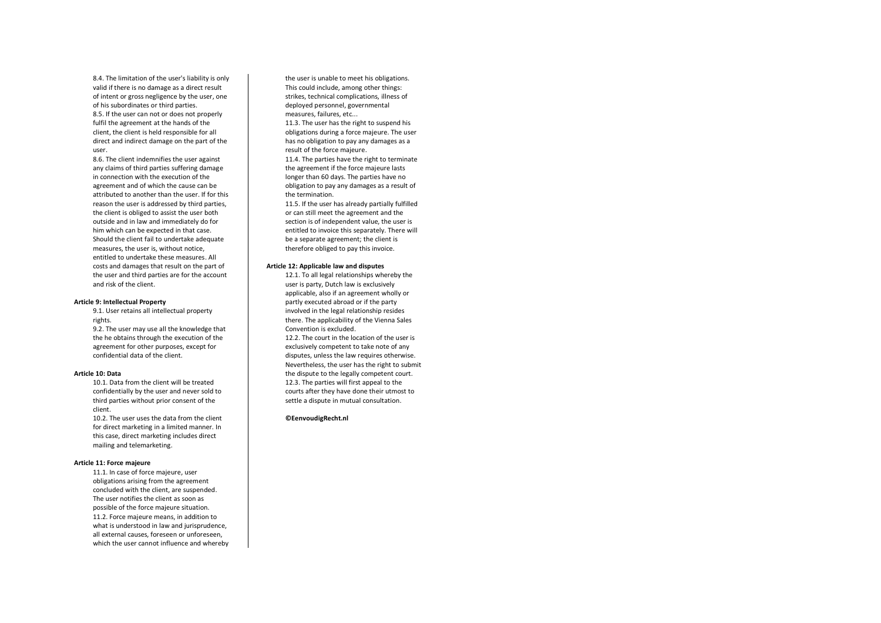8.4. The limitation of the user's liability is only valid if there is no damage as a direct result of intent or gross negligence by the user, one of his subordinates or third parties.
8.5. If the user can not or does not properly fulfil the agreement at the hands of the client, the client is held responsible for all direct and indirect damage on the part of the user.
8.6. The client indemnifies the user against any claims of third parties suffering damage in connection with the execution of the agreement and of which the cause can be attributed to another than the user. If for this reason the user is addressed by third parties, the client is obliged to assist the user both outside and in law and immediately do for him which can be expected in that case. Should the client fail to undertake adequate measures, the user is, without notice, entitled to undertake these measures. All costs and damages that result on the part of the user and third parties are for the account and risk of the client.

**Article 9: Intellectual Property**

9.1. User retains all intellectual property rights.
9.2. The user may use all the knowledge that the he obtains through the execution of the agreement for other purposes, except for confidential data of the client.

**Article 10: Data**

10.1. Data from the client will be treated confidentially by the user and never sold to third parties without prior consent of the client.
10.2. The user uses the data from the client for direct marketing in a limited manner. In this case, direct marketing includes direct mailing and telemarketing.

**Article 11: Force majeure**

11.1. In case of force majeure, user obligations arising from the agreement concluded with the client, are suspended. The user notifies the client as soon as possible of the force majeure situation.
11.2. Force majeure means, in addition to what is understood in law and jurisprudence, all external causes, foreseen or unforeseen, which the user cannot influence and whereby the user is unable to meet his obligations. This could include, among other things: strikes, technical complications, illness of deployed personnel, governmental measures, failures, etc...
11.3. The user has the right to suspend his obligations during a force majeure. The user has no obligation to pay any damages as a result of the force majeure.
11.4. The parties have the right to terminate the agreement if the force majeure lasts longer than 60 days. The parties have no obligation to pay any damages as a result of the termination.
11.5. If the user has already partially fulfilled or can still meet the agreement and the section is of independent value, the user is entitled to invoice this separately. There will be a separate agreement; the client is therefore obliged to pay this invoice.

**Article 12: Applicable law and disputes**

12.1. To all legal relationships whereby the user is party, Dutch law is exclusively applicable, also if an agreement wholly or partly executed abroad or if the party involved in the legal relationship resides there. The applicability of the Vienna Sales Convention is excluded.
12.2. The court in the location of the user is exclusively competent to take note of any disputes, unless the law requires otherwise. Nevertheless, the user has the right to submit the dispute to the legally competent court.
12.3. The parties will first appeal to the courts after they have done their utmost to settle a dispute in mutual consultation.

**©EenvoudigRecht.nl**